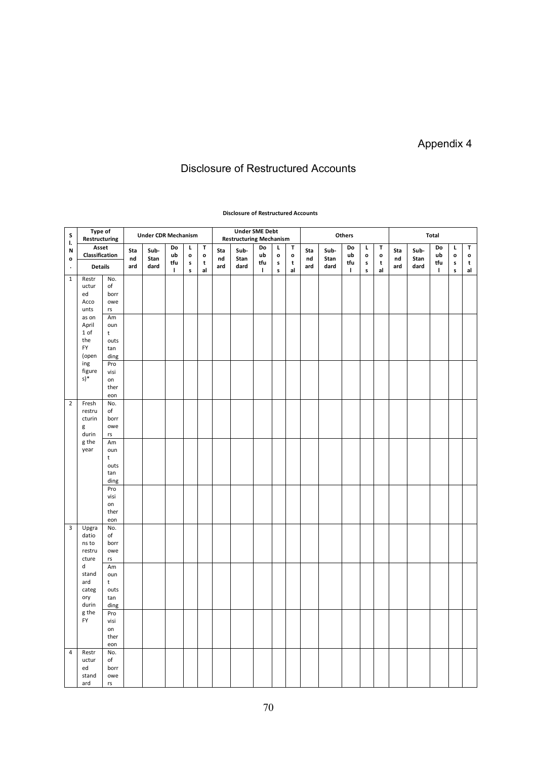Appendix 4

# Disclosure of Restructured Accounts

**Disclosure of Restructured Accounts**

| Sl. No. | Type of Restructuring | | Under CDR Mechanism | | | | | Under SME Debt Restructuring Mechanism | | | | | Others | | | | | Total | | | | |
|---|---|---|---|---|---|---|---|---|---|---|---|---|---|---|---|---|---|---|---|---|---|---|
| | Asset Classification | | Standard | Sub-Standard | Doubtful | Loss | Total | Standard | Sub-Standard | Doubtful | Loss | Total | Standard | Sub-Standard | Doubtful | Loss | Total | Standard | Sub-Standard | Doubtful | Loss | Total |
| | Details | | | | | | | | | | | | | | | | | | | | | |
| 1 | Restructured Accounts as on April 1 of the FY (opening figures)* | No. of borrowers | | | | | | | | | | | | | | | | | | | | |
| | | Amount outstanding | | | | | | | | | | | | | | | | | | | | |
| | | Provision thereon | | | | | | | | | | | | | | | | | | | | |
| 2 | Fresh restructuring during the year | No. of borrowers | | | | | | | | | | | | | | | | | | | | |
| | | Amount outstanding | | | | | | | | | | | | | | | | | | | | |
| | | Provision thereon | | | | | | | | | | | | | | | | | | | | |
| 3 | Upgradations to restructured standard category during the FY | No. of borrowers | | | | | | | | | | | | | | | | | | | | |
| | | Amount outstanding | | | | | | | | | | | | | | | | | | | | |
| | | Provision thereon | | | | | | | | | | | | | | | | | | | | |
| 4 | Restructured standard | No. of borrowers | | | | | | | | | | | | | | | | | | | | |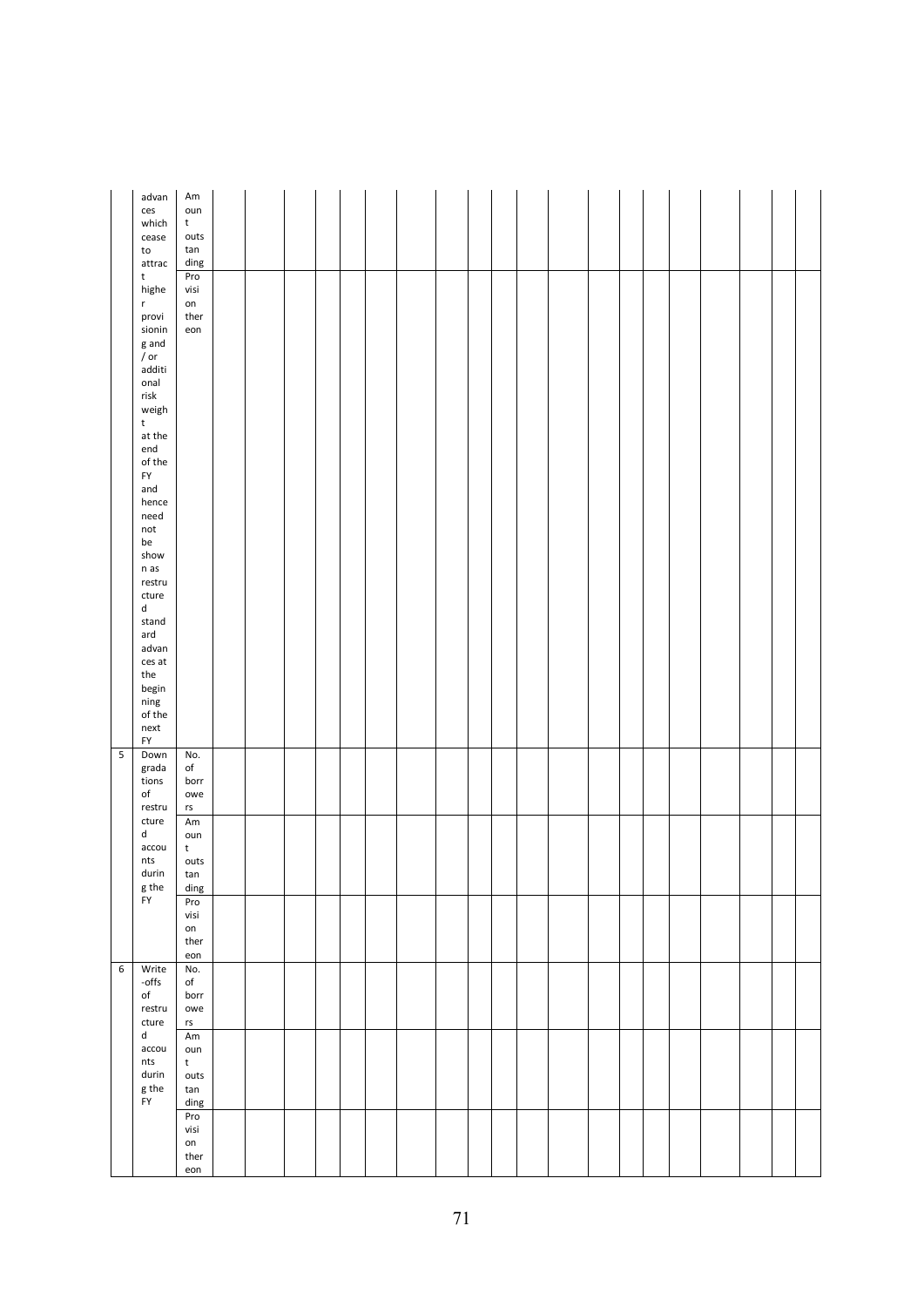|  |  |  |  |  |  |  |  |  |  |  |  |  |  |  |  |  |  |  |  |  |
|---|---|---|---|---|---|---|---|---|---|---|---|---|---|---|---|---|---|---|---|---|
|  | advances which cease to attract higher provisioning and / or additional risk weight at the end of the FY and hence need not be shown as restructured standard advances at the beginning of the next FY | Amount outstanding |  |  |  |  |  |  |  |  |  |  |  |  |  |  |  |  |  |  |
|  |  | Provision thereon |  |  |  |  |  |  |  |  |  |  |  |  |  |  |  |  |  |  |
| 5 | Downgradations of restructured accounts during the FY | No. of borrowers |  |  |  |  |  |  |  |  |  |  |  |  |  |  |  |  |  |  |
|  |  | Amount outstanding |  |  |  |  |  |  |  |  |  |  |  |  |  |  |  |  |  |  |
|  |  | Provision thereon |  |  |  |  |  |  |  |  |  |  |  |  |  |  |  |  |  |  |
| 6 | Write-offs of restructured accounts during the FY | No. of borrowers |  |  |  |  |  |  |  |  |  |  |  |  |  |  |  |  |  |  |
|  |  | Amount outstanding |  |  |  |  |  |  |  |  |  |  |  |  |  |  |  |  |  |  |
|  |  | Provision thereon |  |  |  |  |  |  |  |  |  |  |  |  |  |  |  |  |  |  |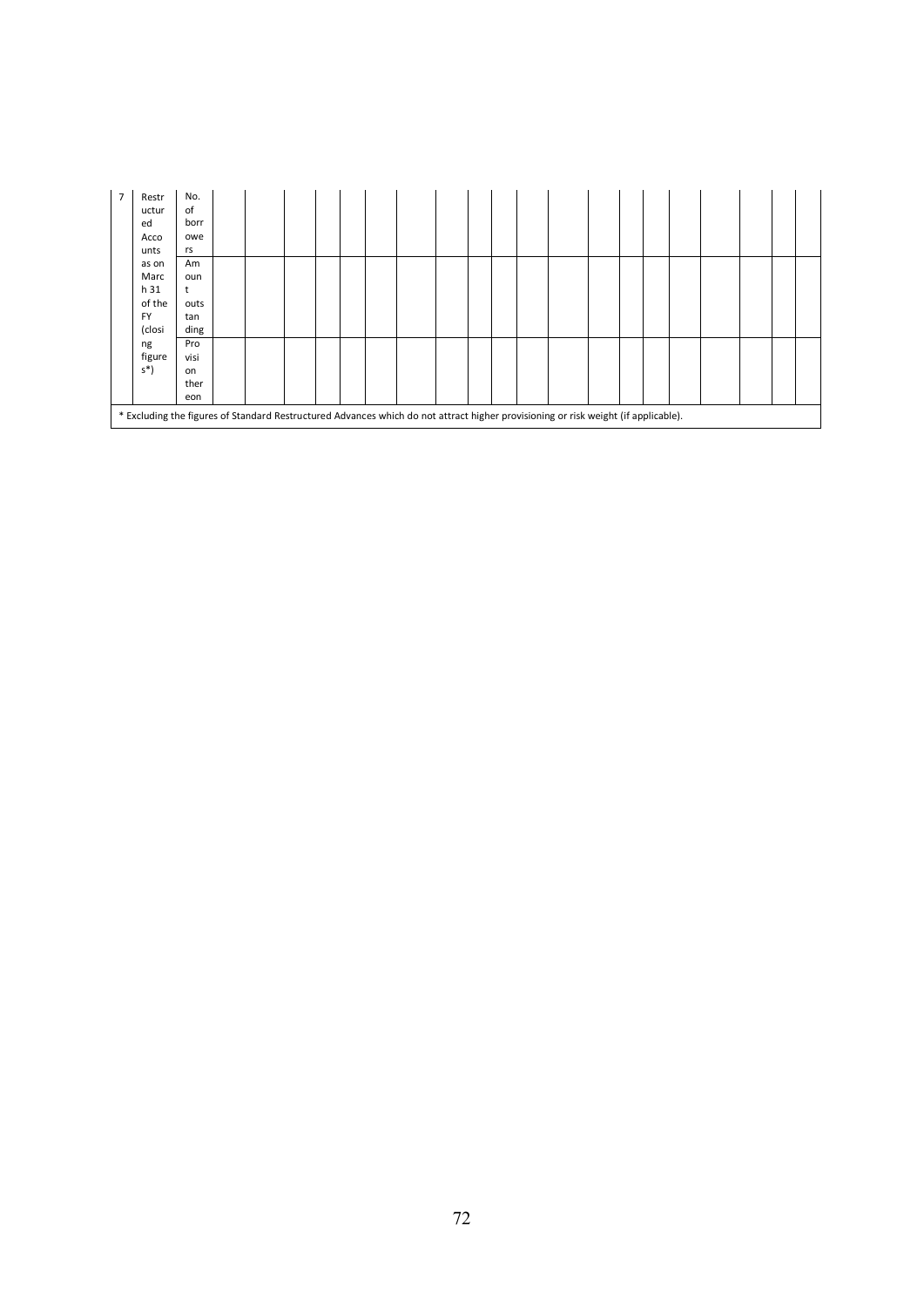| | | | | | | | | | | | | | | | | | | | | | | |
|---|---|---|---|---|---|---|---|---|---|---|---|---|---|---|---|---|---|---|---|---|---|---|
| 7 | Restructured Accounts as on March 31 of the FY (closing figures*) | No. of borrowers | | | | | | | | | | | | | | | | | | | | |
| | | Amount outstanding | | | | | | | | | | | | | | | | | | | | |
| | | Provision thereon | | | | | | | | | | | | | | | | | | | | |

* Excluding the figures of Standard Restructured Advances which do not attract higher provisioning or risk weight (if applicable).